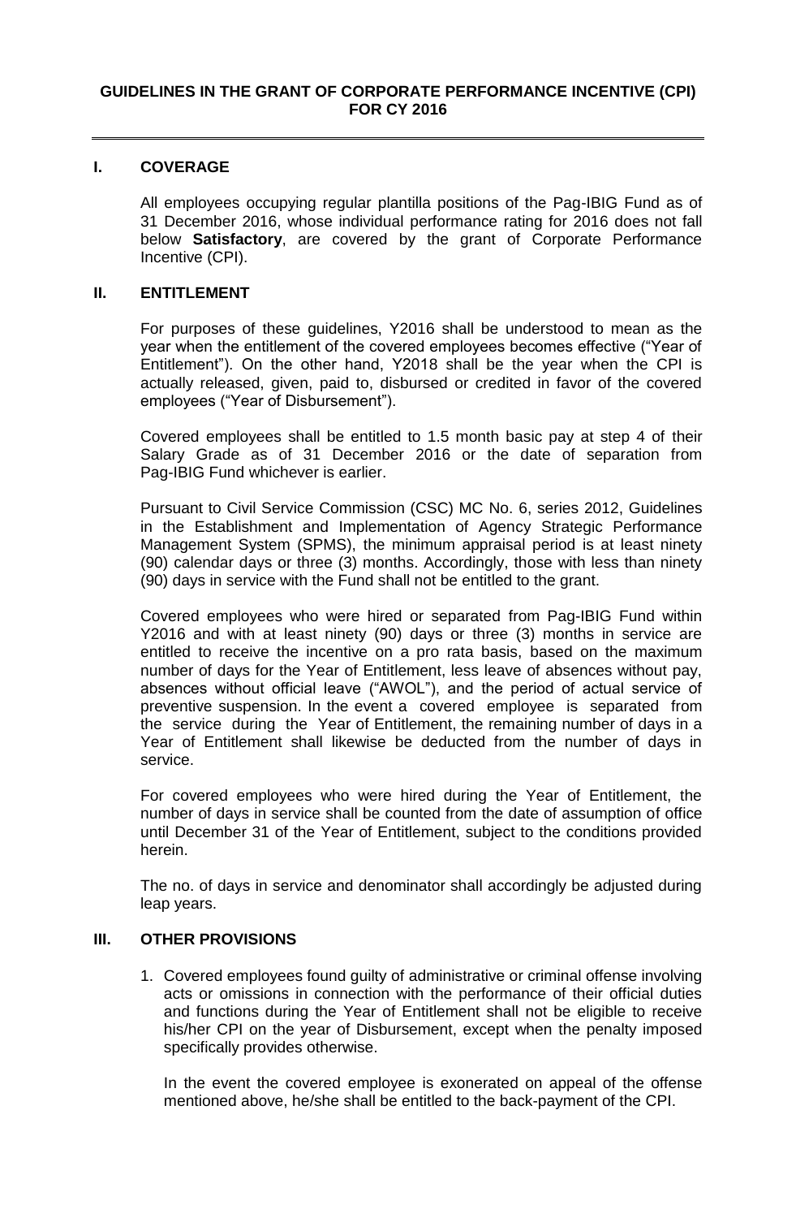# GUIDELINES IN THE GRANT OF CORPORATE PERFORMANCE INCENTIVE (CPI) FOR CY 2016

## I. COVERAGE

All employees occupying regular plantilla positions of the Pag-IBIG Fund as of 31 December 2016, whose individual performance rating for 2016 does not fall below **Satisfactory**, are covered by the grant of Corporate Performance Incentive (CPI).

## II. ENTITLEMENT

For purposes of these guidelines, Y2016 shall be understood to mean as the year when the entitlement of the covered employees becomes effective ("Year of Entitlement"). On the other hand, Y2018 shall be the year when the CPI is actually released, given, paid to, disbursed or credited in favor of the covered employees ("Year of Disbursement").

Covered employees shall be entitled to 1.5 month basic pay at step 4 of their Salary Grade as of 31 December 2016 or the date of separation from Pag-IBIG Fund whichever is earlier.

Pursuant to Civil Service Commission (CSC) MC No. 6, series 2012, Guidelines in the Establishment and Implementation of Agency Strategic Performance Management System (SPMS), the minimum appraisal period is at least ninety (90) calendar days or three (3) months. Accordingly, those with less than ninety (90) days in service with the Fund shall not be entitled to the grant.

Covered employees who were hired or separated from Pag-IBIG Fund within Y2016 and with at least ninety (90) days or three (3) months in service are entitled to receive the incentive on a pro rata basis, based on the maximum number of days for the Year of Entitlement, less leave of absences without pay, absences without official leave ("AWOL"), and the period of actual service of preventive suspension. In the event a covered employee is separated from the service during the Year of Entitlement, the remaining number of days in a Year of Entitlement shall likewise be deducted from the number of days in service.

For covered employees who were hired during the Year of Entitlement, the number of days in service shall be counted from the date of assumption of office until December 31 of the Year of Entitlement, subject to the conditions provided herein.

The no. of days in service and denominator shall accordingly be adjusted during leap years.

## III. OTHER PROVISIONS

1. Covered employees found guilty of administrative or criminal offense involving acts or omissions in connection with the performance of their official duties and functions during the Year of Entitlement shall not be eligible to receive his/her CPI on the year of Disbursement, except when the penalty imposed specifically provides otherwise.

   In the event the covered employee is exonerated on appeal of the offense mentioned above, he/she shall be entitled to the back-payment of the CPI.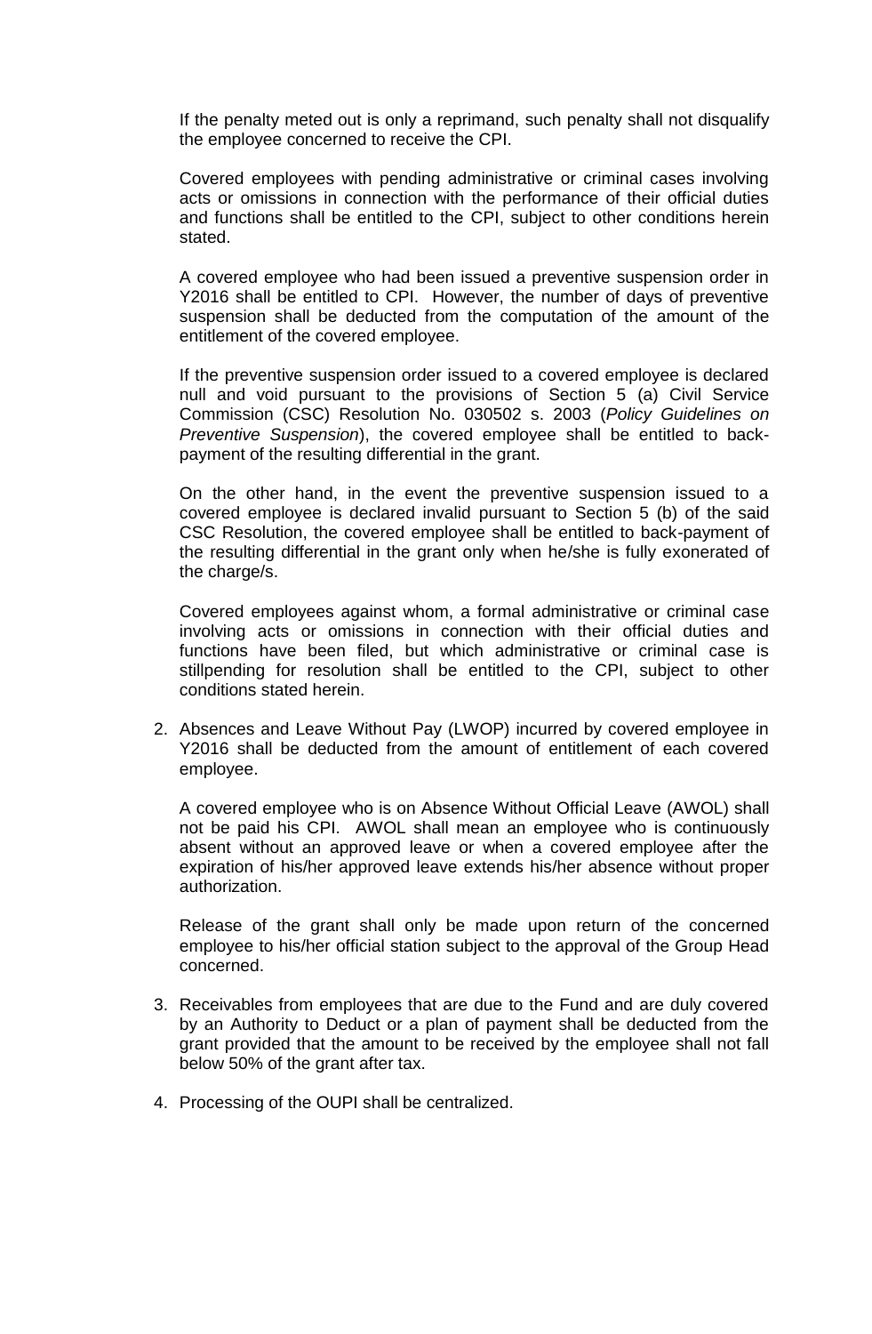If the penalty meted out is only a reprimand, such penalty shall not disqualify the employee concerned to receive the CPI.

Covered employees with pending administrative or criminal cases involving acts or omissions in connection with the performance of their official duties and functions shall be entitled to the CPI, subject to other conditions herein stated.

A covered employee who had been issued a preventive suspension order in Y2016 shall be entitled to CPI. However, the number of days of preventive suspension shall be deducted from the computation of the amount of the entitlement of the covered employee.

If the preventive suspension order issued to a covered employee is declared null and void pursuant to the provisions of Section 5 (a) Civil Service Commission (CSC) Resolution No. 030502 s. 2003 (*Policy Guidelines on Preventive Suspension*), the covered employee shall be entitled to back-payment of the resulting differential in the grant.

On the other hand, in the event the preventive suspension issued to a covered employee is declared invalid pursuant to Section 5 (b) of the said CSC Resolution, the covered employee shall be entitled to back-payment of the resulting differential in the grant only when he/she is fully exonerated of the charge/s.

Covered employees against whom, a formal administrative or criminal case involving acts or omissions in connection with their official duties and functions have been filed, but which administrative or criminal case is stillpending for resolution shall be entitled to the CPI, subject to other conditions stated herein.

2. Absences and Leave Without Pay (LWOP) incurred by covered employee in Y2016 shall be deducted from the amount of entitlement of each covered employee.

   A covered employee who is on Absence Without Official Leave (AWOL) shall not be paid his CPI. AWOL shall mean an employee who is continuously absent without an approved leave or when a covered employee after the expiration of his/her approved leave extends his/her absence without proper authorization.

   Release of the grant shall only be made upon return of the concerned employee to his/her official station subject to the approval of the Group Head concerned.

3. Receivables from employees that are due to the Fund and are duly covered by an Authority to Deduct or a plan of payment shall be deducted from the grant provided that the amount to be received by the employee shall not fall below 50% of the grant after tax.

4. Processing of the OUPI shall be centralized.